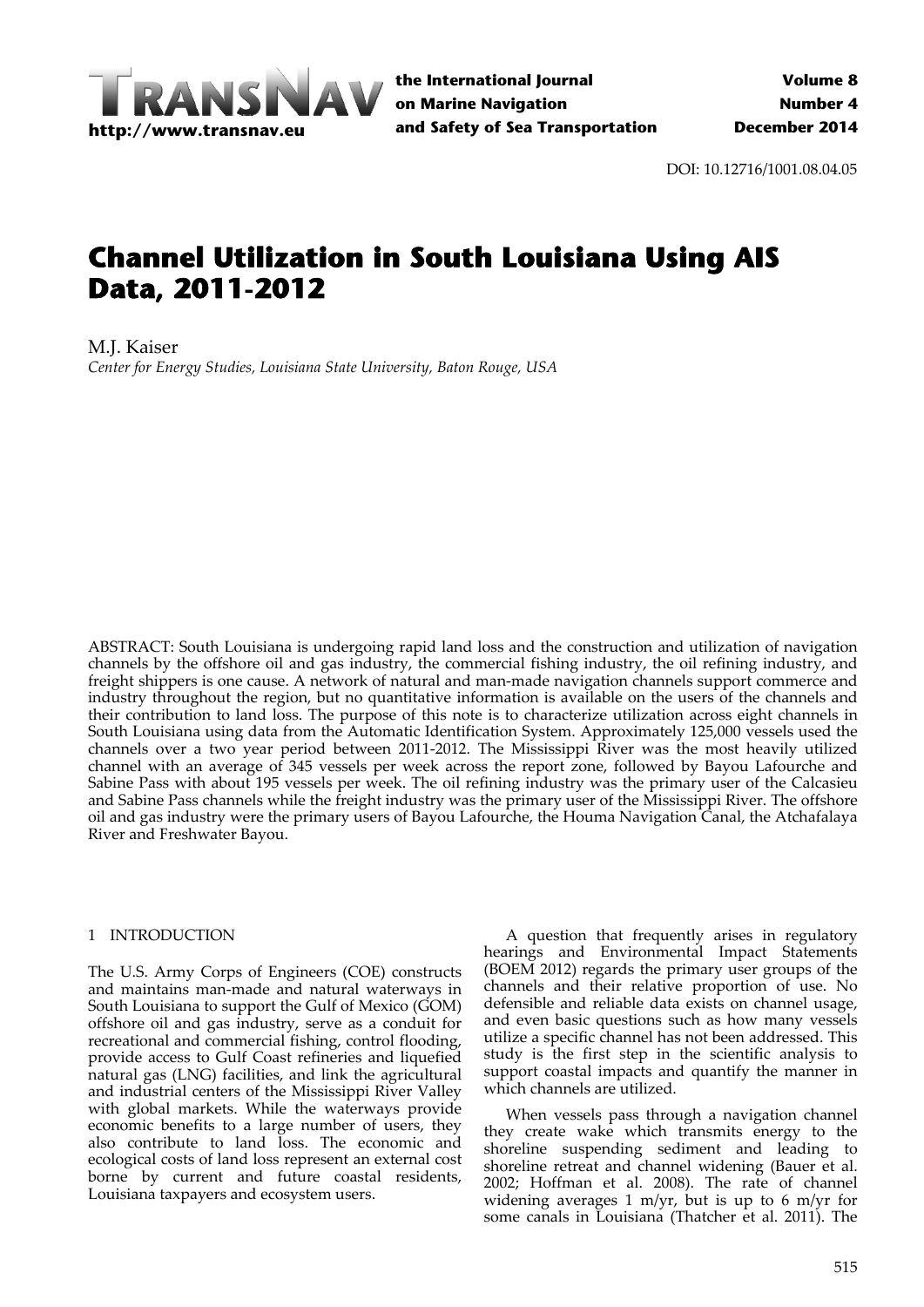DOI: 10.12716/1001.08.04.05

# Channel Utilization in South Louisiana Using AIS Data, 2011-2012

M.J. Kaiser

*Center for Energy Studies, Louisiana State University, Baton Rouge, USA*

ABSTRACT: South Louisiana is undergoing rapid land loss and the construction and utilization of navigation channels by the offshore oil and gas industry, the commercial fishing industry, the oil refining industry, and freight shippers is one cause. A network of natural and man-made navigation channels support commerce and industry throughout the region, but no quantitative information is available on the users of the channels and their contribution to land loss. The purpose of this note is to characterize utilization across eight channels in South Louisiana using data from the Automatic Identification System. Approximately 125,000 vessels used the channels over a two year period between 2011-2012. The Mississippi River was the most heavily utilized channel with an average of 345 vessels per week across the report zone, followed by Bayou Lafourche and Sabine Pass with about 195 vessels per week. The oil refining industry was the primary user of the Calcasieu and Sabine Pass channels while the freight industry was the primary user of the Mississippi River. The offshore oil and gas industry were the primary users of Bayou Lafourche, the Houma Navigation Canal, the Atchafalaya River and Freshwater Bayou.

## 1 INTRODUCTION

The U.S. Army Corps of Engineers (COE) constructs and maintains man-made and natural waterways in South Louisiana to support the Gulf of Mexico (GOM) offshore oil and gas industry, serve as a conduit for recreational and commercial fishing, control flooding, provide access to Gulf Coast refineries and liquefied natural gas (LNG) facilities, and link the agricultural and industrial centers of the Mississippi River Valley with global markets. While the waterways provide economic benefits to a large number of users, they also contribute to land loss. The economic and ecological costs of land loss represent an external cost borne by current and future coastal residents, Louisiana taxpayers and ecosystem users.

A question that frequently arises in regulatory hearings and Environmental Impact Statements (BOEM 2012) regards the primary user groups of the channels and their relative proportion of use. No defensible and reliable data exists on channel usage, and even basic questions such as how many vessels utilize a specific channel has not been addressed. This study is the first step in the scientific analysis to support coastal impacts and quantify the manner in which channels are utilized.

When vessels pass through a navigation channel they create wake which transmits energy to the shoreline suspending sediment and leading to shoreline retreat and channel widening (Bauer et al. 2002; Hoffman et al. 2008). The rate of channel widening averages 1 m/yr, but is up to 6 m/yr for some canals in Louisiana (Thatcher et al. 2011). The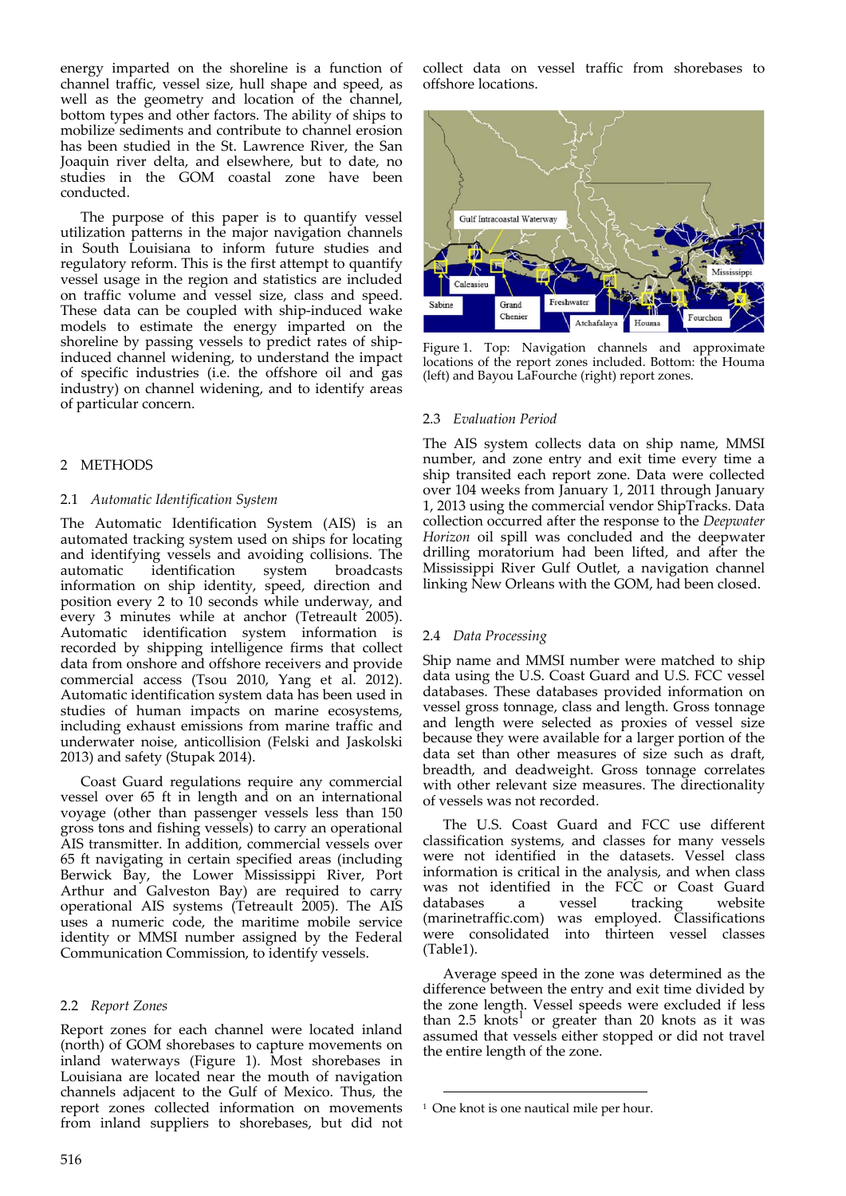energy imparted on the shoreline is a function of channel traffic, vessel size, hull shape and speed, as well as the geometry and location of the channel, bottom types and other factors. The ability of ships to mobilize sediments and contribute to channel erosion has been studied in the St. Lawrence River, the San Joaquin river delta, and elsewhere, but to date, no studies in the GOM coastal zone have been conducted.

The purpose of this paper is to quantify vessel utilization patterns in the major navigation channels in South Louisiana to inform future studies and regulatory reform. This is the first attempt to quantify vessel usage in the region and statistics are included on traffic volume and vessel size, class and speed. These data can be coupled with ship-induced wake models to estimate the energy imparted on the shoreline by passing vessels to predict rates of ship-induced channel widening, to understand the impact of specific industries (i.e. the offshore oil and gas industry) on channel widening, and to identify areas of particular concern.

## 2 METHODS

### 2.1 *Automatic Identification System*

The Automatic Identification System (AIS) is an automated tracking system used on ships for locating and identifying vessels and avoiding collisions. The automatic identification system broadcasts information on ship identity, speed, direction and position every 2 to 10 seconds while underway, and every 3 minutes while at anchor (Tetreault 2005). Automatic identification system information is recorded by shipping intelligence firms that collect data from onshore and offshore receivers and provide commercial access (Tsou 2010, Yang et al. 2012). Automatic identification system data has been used in studies of human impacts on marine ecosystems, including exhaust emissions from marine traffic and underwater noise, anticollision (Felski and Jaskolski 2013) and safety (Stupak 2014).

Coast Guard regulations require any commercial vessel over 65 ft in length and on an international voyage (other than passenger vessels less than 150 gross tons and fishing vessels) to carry an operational AIS transmitter. In addition, commercial vessels over 65 ft navigating in certain specified areas (including Berwick Bay, the Lower Mississippi River, Port Arthur and Galveston Bay) are required to carry operational AIS systems (Tetreault 2005). The AIS uses a numeric code, the maritime mobile service identity or MMSI number assigned by the Federal Communication Commission, to identify vessels.

### 2.2 *Report Zones*

Report zones for each channel were located inland (north) of GOM shorebases to capture movements on inland waterways (Figure 1). Most shorebases in Louisiana are located near the mouth of navigation channels adjacent to the Gulf of Mexico. Thus, the report zones collected information on movements from inland suppliers to shorebases, but did not collect data on vessel traffic from shorebases to offshore locations.

Figure 1. Top: Navigation channels and approximate locations of the report zones included. Bottom: the Houma (left) and Bayou LaFourche (right) report zones.

### 2.3 *Evaluation Period*

The AIS system collects data on ship name, MMSI number, and zone entry and exit time every time a ship transited each report zone. Data were collected over 104 weeks from January 1, 2011 through January 1, 2013 using the commercial vendor ShipTracks. Data collection occurred after the response to the *Deepwater Horizon* oil spill was concluded and the deepwater drilling moratorium had been lifted, and after the Mississippi River Gulf Outlet, a navigation channel linking New Orleans with the GOM, had been closed.

### 2.4 *Data Processing*

Ship name and MMSI number were matched to ship data using the U.S. Coast Guard and U.S. FCC vessel databases. These databases provided information on vessel gross tonnage, class and length. Gross tonnage and length were selected as proxies of vessel size because they were available for a larger portion of the data set than other measures of size such as draft, breadth, and deadweight. Gross tonnage correlates with other relevant size measures. The directionality of vessels was not recorded.

The U.S. Coast Guard and FCC use different classification systems, and classes for many vessels were not identified in the datasets. Vessel class information is critical in the analysis, and when class was not identified in the FCC or Coast Guard databases a vessel tracking website (marinetraffic.com) was employed. Classifications were consolidated into thirteen vessel classes (Table1).

Average speed in the zone was determined as the difference between the entry and exit time divided by the zone length. Vessel speeds were excluded if less than 2.5 knots[1] or greater than 20 knots as it was assumed that vessels either stopped or did not travel the entire length of the zone.

[1] One knot is one nautical mile per hour.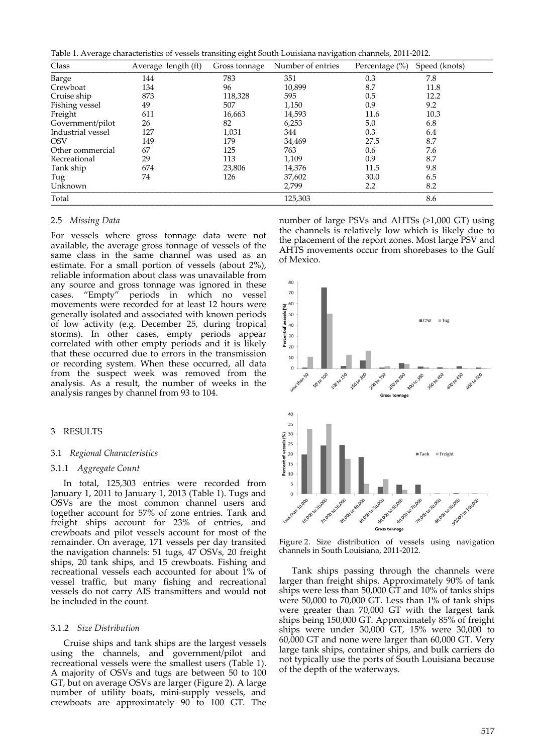Table 1. Average characteristics of vessels transiting eight South Louisiana navigation channels, 2011-2012.

| Class | Average length (ft) | Gross tonnage | Number of entries | Percentage (%) | Speed (knots) |
|---|---|---|---|---|---|
| Barge | 144 | 783 | 351 | 0.3 | 7.8 |
| Crewboat | 134 | 96 | 10,899 | 8.7 | 11.8 |
| Cruise ship | 873 | 118,328 | 595 | 0.5 | 12.2 |
| Fishing vessel | 49 | 507 | 1,150 | 0.9 | 9.2 |
| Freight | 611 | 16,663 | 14,593 | 11.6 | 10.3 |
| Government/pilot | 26 | 82 | 6,253 | 5.0 | 6.8 |
| Industrial vessel | 127 | 1,031 | 344 | 0.3 | 6.4 |
| OSV | 149 | 179 | 34,469 | 27.5 | 8.7 |
| Other commercial | 67 | 125 | 763 | 0.6 | 7.6 |
| Recreational | 29 | 113 | 1,109 | 0.9 | 8.7 |
| Tank ship | 674 | 23,806 | 14,376 | 11.5 | 9.8 |
| Tug | 74 | 126 | 37,602 | 30.0 | 6.5 |
| Unknown | | | 2,799 | 2.2 | 8.2 |
| Total | | | 125,303 | | 8.6 |

### 2.5 *Missing Data*

For vessels where gross tonnage data were not available, the average gross tonnage of vessels of the same class in the same channel was used as an estimate. For a small portion of vessels (about 2%), reliable information about class was unavailable from any source and gross tonnage was ignored in these cases. "Empty" periods in which no vessel movements were recorded for at least 12 hours were generally isolated and associated with known periods of low activity (e.g. December 25, during tropical storms). In other cases, empty periods appear correlated with other empty periods and it is likely that these occurred due to errors in the transmission or recording system. When these occurred, all data from the suspect week was removed from the analysis. As a result, the number of weeks in the analysis ranges by channel from 93 to 104.

## 3 RESULTS

### 3.1 *Regional Characteristics*

#### 3.1.1 *Aggregate Count*

In total, 125,303 entries were recorded from January 1, 2011 to January 1, 2013 (Table 1). Tugs and OSVs are the most common channel users and together account for 57% of zone entries. Tank and freight ships account for 23% of entries, and crewboats and pilot vessels account for most of the remainder. On average, 171 vessels per day transited the navigation channels: 51 tugs, 47 OSVs, 20 freight ships, 20 tank ships, and 15 crewboats. Fishing and recreational vessels each accounted for about 1% of vessel traffic, but many fishing and recreational vessels do not carry AIS transmitters and would not be included in the count.

#### 3.1.2 *Size Distribution*

Cruise ships and tank ships are the largest vessels using the channels, and government/pilot and recreational vessels were the smallest users (Table 1). A majority of OSVs and tugs are between 50 to 100 GT, but on average OSVs are larger (Figure 2). A large number of utility boats, mini-supply vessels, and crewboats are approximately 90 to 100 GT. The number of large PSVs and AHTSs (>1,000 GT) using the channels is relatively low which is likely due to the placement of the report zones. Most large PSV and AHTS movements occur from shorebases to the Gulf of Mexico.

Figure 2. Size distribution of vessels using navigation channels in South Louisiana, 2011-2012.

Tank ships passing through the channels were larger than freight ships. Approximately 90% of tank ships were less than 50,000 GT and 10% of tanks ships were 50,000 to 70,000 GT. Less than 1% of tank ships were greater than 70,000 GT with the largest tank ships being 150,000 GT. Approximately 85% of freight ships were under 30,000 GT, 15% were 30,000 to 60,000 GT and none were larger than 60,000 GT. Very large tank ships, container ships, and bulk carriers do not typically use the ports of South Louisiana because of the depth of the waterways.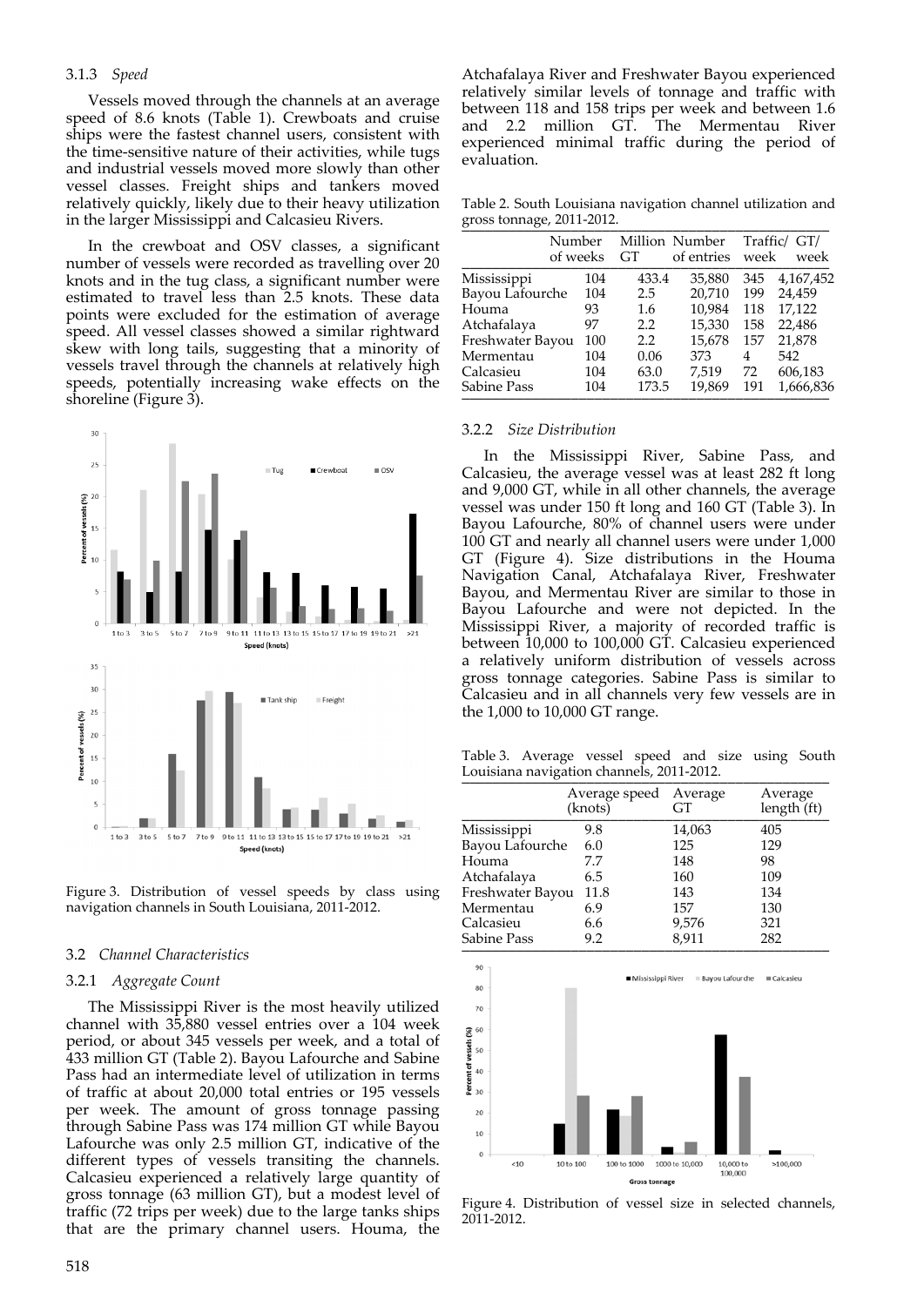#### 3.1.3 *Speed*

Vessels moved through the channels at an average speed of 8.6 knots (Table 1). Crewboats and cruise ships were the fastest channel users, consistent with the time-sensitive nature of their activities, while tugs and industrial vessels moved more slowly than other vessel classes. Freight ships and tankers moved relatively quickly, likely due to their heavy utilization in the larger Mississippi and Calcasieu Rivers.

In the crewboat and OSV classes, a significant number of vessels were recorded as travelling over 20 knots and in the tug class, a significant number were estimated to travel less than 2.5 knots. These data points were excluded for the estimation of average speed. All vessel classes showed a similar rightward skew with long tails, suggesting that a minority of vessels travel through the channels at relatively high speeds, potentially increasing wake effects on the shoreline (Figure 3).

Figure 3. Distribution of vessel speeds by class using navigation channels in South Louisiana, 2011-2012.

### 3.2 *Channel Characteristics*

#### 3.2.1 *Aggregate Count*

The Mississippi River is the most heavily utilized channel with 35,880 vessel entries over a 104 week period, or about 345 vessels per week, and a total of 433 million GT (Table 2). Bayou Lafourche and Sabine Pass had an intermediate level of utilization in terms of traffic at about 20,000 total entries or 195 vessels per week. The amount of gross tonnage passing through Sabine Pass was 174 million GT while Bayou Lafourche was only 2.5 million GT, indicative of the different types of vessels transiting the channels. Calcasieu experienced a relatively large quantity of gross tonnage (63 million GT), but a modest level of traffic (72 trips per week) due to the large tanks ships that are the primary channel users. Houma, the Atchafalaya River and Freshwater Bayou experienced relatively similar levels of tonnage and traffic with between 118 and 158 trips per week and between 1.6 and 2.2 million GT. The Mermentau River experienced minimal traffic during the period of evaluation.

Table 2. South Louisiana navigation channel utilization and gross tonnage, 2011-2012.

| | Number of weeks | Million GT | Number of entries | Traffic/ week | GT/ week |
|---|---|---|---|---|---|
| Mississippi | 104 | 433.4 | 35,880 | 345 | 4,167,452 |
| Bayou Lafourche | 104 | 2.5 | 20,710 | 199 | 24,459 |
| Houma | 93 | 1.6 | 10,984 | 118 | 17,122 |
| Atchafalaya | 97 | 2.2 | 15,330 | 158 | 22,486 |
| Freshwater Bayou | 100 | 2.2 | 15,678 | 157 | 21,878 |
| Mermentau | 104 | 0.06 | 373 | 4 | 542 |
| Calcasieu | 104 | 63.0 | 7,519 | 72 | 606,183 |
| Sabine Pass | 104 | 173.5 | 19,869 | 191 | 1,666,836 |

#### 3.2.2 *Size Distribution*

In the Mississippi River, Sabine Pass, and Calcasieu, the average vessel was at least 282 ft long and 9,000 GT, while in all other channels, the average vessel was under 150 ft long and 160 GT (Table 3). In Bayou Lafourche, 80% of channel users were under 100 GT and nearly all channel users were under 1,000 GT (Figure 4). Size distributions in the Houma Navigation Canal, Atchafalaya River, Freshwater Bayou, and Mermentau River are similar to those in Bayou Lafourche and were not depicted. In the Mississippi River, a majority of recorded traffic is between 10,000 to 100,000 GT. Calcasieu experienced a relatively uniform distribution of vessels across gross tonnage categories. Sabine Pass is similar to Calcasieu and in all channels very few vessels are in the 1,000 to 10,000 GT range.

Table 3. Average vessel speed and size using South Louisiana navigation channels, 2011-2012.

| | Average speed (knots) | Average GT | Average length (ft) |
|---|---|---|---|
| Mississippi | 9.8 | 14,063 | 405 |
| Bayou Lafourche | 6.0 | 125 | 129 |
| Houma | 7.7 | 148 | 98 |
| Atchafalaya | 6.5 | 160 | 109 |
| Freshwater Bayou | 11.8 | 143 | 134 |
| Mermentau | 6.9 | 157 | 130 |
| Calcasieu | 6.6 | 9,576 | 321 |
| Sabine Pass | 9.2 | 8,911 | 282 |

Figure 4. Distribution of vessel size in selected channels, 2011-2012.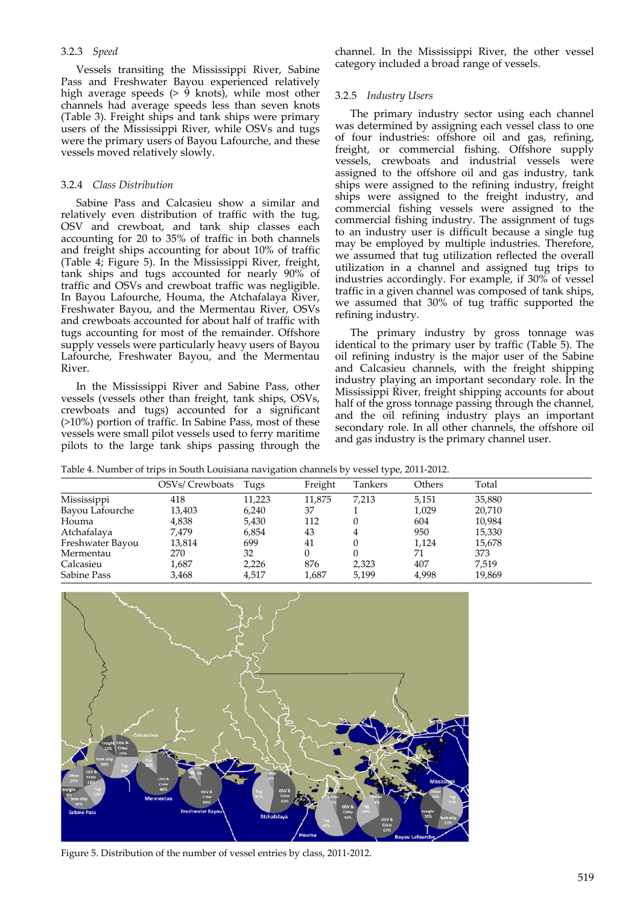### 3.2.3 *Speed*

Vessels transiting the Mississippi River, Sabine Pass and Freshwater Bayou experienced relatively high average speeds (> 9 knots), while most other channels had average speeds less than seven knots (Table 3). Freight ships and tank ships were primary users of the Mississippi River, while OSVs and tugs were the primary users of Bayou Lafourche, and these vessels moved relatively slowly.

### 3.2.4 *Class Distribution*

Sabine Pass and Calcasieu show a similar and relatively even distribution of traffic with the tug, OSV and crewboat, and tank ship classes each accounting for 20 to 35% of traffic in both channels and freight ships accounting for about 10% of traffic (Table 4; Figure 5). In the Mississippi River, freight, tank ships and tugs accounted for nearly 90% of traffic and OSVs and crewboat traffic was negligible. In Bayou Lafourche, Houma, the Atchafalaya River, Freshwater Bayou, and the Mermentau River, OSVs and crewboats accounted for about half of traffic with tugs accounting for most of the remainder. Offshore supply vessels were particularly heavy users of Bayou Lafourche, Freshwater Bayou, and the Mermentau River.

In the Mississippi River and Sabine Pass, other vessels (vessels other than freight, tank ships, OSVs, crewboats and tugs) accounted for a significant (>10%) portion of traffic. In Sabine Pass, most of these vessels were small pilot vessels used to ferry maritime pilots to the large tank ships passing through the channel. In the Mississippi River, the other vessel category included a broad range of vessels.

### 3.2.5 *Industry Users*

The primary industry sector using each channel was determined by assigning each vessel class to one of four industries: offshore oil and gas, refining, freight, or commercial fishing. Offshore supply vessels, crewboats and industrial vessels were assigned to the offshore oil and gas industry, tank ships were assigned to the refining industry, freight ships were assigned to the freight industry, and commercial fishing vessels were assigned to the commercial fishing industry. The assignment of tugs to an industry user is difficult because a single tug may be employed by multiple industries. Therefore, we assumed that tug utilization reflected the overall utilization in a channel and assigned tug trips to industries accordingly. For example, if 30% of vessel traffic in a given channel was composed of tank ships, we assumed that 30% of tug traffic supported the refining industry.

The primary industry by gross tonnage was identical to the primary user by traffic (Table 5). The oil refining industry is the major user of the Sabine and Calcasieu channels, with the freight shipping industry playing an important secondary role. In the Mississippi River, freight shipping accounts for about half of the gross tonnage passing through the channel, and the oil refining industry plays an important secondary role. In all other channels, the offshore oil and gas industry is the primary channel user.

Table 4. Number of trips in South Louisiana navigation channels by vessel type, 2011-2012.

| | OSVs/ Crewboats | Tugs | Freight | Tankers | Others | Total |
|---|---|---|---|---|---|---|
| Mississippi | 418 | 11,223 | 11,875 | 7,213 | 5,151 | 35,880 |
| Bayou Lafourche | 13,403 | 6,240 | 37 | 1 | 1,029 | 20,710 |
| Houma | 4,838 | 5,430 | 112 | 0 | 604 | 10,984 |
| Atchafalaya | 7,479 | 6,854 | 43 | 4 | 950 | 15,330 |
| Freshwater Bayou | 13,814 | 699 | 41 | 0 | 1,124 | 15,678 |
| Mermentau | 270 | 32 | 0 | 0 | 71 | 373 |
| Calcasieu | 1,687 | 2,226 | 876 | 2,323 | 407 | 7,519 |
| Sabine Pass | 3,468 | 4,517 | 1,687 | 5,199 | 4,998 | 19,869 |

Figure 5. Distribution of the number of vessel entries by class, 2011-2012.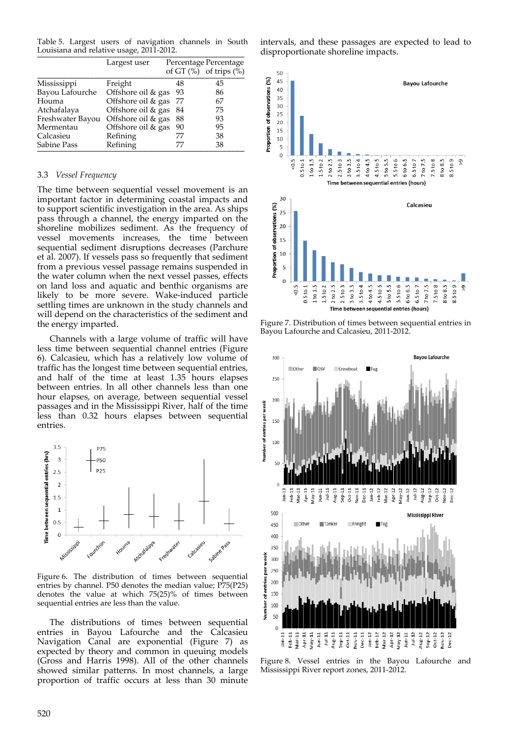Table 5. Largest users of navigation channels in South Louisiana and relative usage, 2011-2012.

| | Largest user | Percentage of GT (%) | Percentage of trips (%) |
|---|---|---|---|
| Mississippi | Freight | 48 | 45 |
| Bayou Lafourche | Offshore oil & gas | 93 | 86 |
| Houma | Offshore oil & gas | 77 | 67 |
| Atchafalaya | Offshore oil & gas | 84 | 75 |
| Freshwater Bayou | Offshore oil & gas | 88 | 93 |
| Mermentau | Offshore oil & gas | 90 | 95 |
| Calcasieu | Refining | 77 | 38 |
| Sabine Pass | Refining | 77 | 38 |

### 3.3 *Vessel Frequency*

The time between sequential vessel movement is an important factor in determining coastal impacts and to support scientific investigation in the area. As ships pass through a channel, the energy imparted on the shoreline mobilizes sediment. As the frequency of vessel movements increases, the time between sequential sediment disruptions decreases (Parchure et al. 2007). If vessels pass so frequently that sediment from a previous vessel passage remains suspended in the water column when the next vessel passes, effects on land loss and aquatic and benthic organisms are likely to be more severe. Wake-induced particle settling times are unknown in the study channels and will depend on the characteristics of the sediment and the energy imparted.

Channels with a large volume of traffic will have less time between sequential channel entries (Figure 6). Calcasieu, which has a relatively low volume of traffic has the longest time between sequential entries, and half of the time at least 1.35 hours elapses between entries. In all other channels less than one hour elapses, on average, between sequential vessel passages and in the Mississippi River, half of the time less than 0.32 hours elapses between sequential entries.

Figure 6. The distribution of times between sequential entries by channel. P50 denotes the median value; P75(P25) denotes the value at which 75(25)% of times between sequential entries are less than the value.

The distributions of times between sequential entries in Bayou Lafourche and the Calcasieu Navigation Canal are exponential (Figure 7) as expected by theory and common in queuing models (Gross and Harris 1998). All of the other channels showed similar patterns. In most channels, a large proportion of traffic occurs at less than 30 minute intervals, and these passages are expected to lead to disproportionate shoreline impacts.

Figure 7. Distribution of times between sequential entries in Bayou Lafourche and Calcasieu, 2011-2012.

Figure 8. Vessel entries in the Bayou Lafourche and Mississippi River report zones, 2011-2012.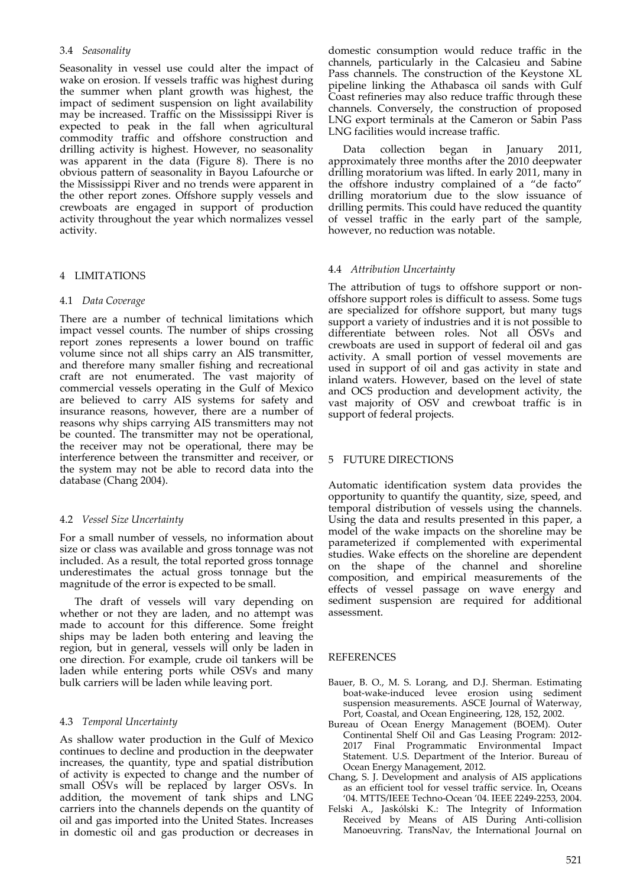### 3.4 *Seasonality*

Seasonality in vessel use could alter the impact of wake on erosion. If vessels traffic was highest during the summer when plant growth was highest, the impact of sediment suspension on light availability may be increased. Traffic on the Mississippi River is expected to peak in the fall when agricultural commodity traffic and offshore construction and drilling activity is highest. However, no seasonality was apparent in the data (Figure 8). There is no obvious pattern of seasonality in Bayou Lafourche or the Mississippi River and no trends were apparent in the other report zones. Offshore supply vessels and crewboats are engaged in support of production activity throughout the year which normalizes vessel activity.

## 4 LIMITATIONS

### 4.1 *Data Coverage*

There are a number of technical limitations which impact vessel counts. The number of ships crossing report zones represents a lower bound on traffic volume since not all ships carry an AIS transmitter, and therefore many smaller fishing and recreational craft are not enumerated. The vast majority of commercial vessels operating in the Gulf of Mexico are believed to carry AIS systems for safety and insurance reasons, however, there are a number of reasons why ships carrying AIS transmitters may not be counted. The transmitter may not be operational, the receiver may not be operational, there may be interference between the transmitter and receiver, or the system may not be able to record data into the database (Chang 2004).

### 4.2 *Vessel Size Uncertainty*

For a small number of vessels, no information about size or class was available and gross tonnage was not included. As a result, the total reported gross tonnage underestimates the actual gross tonnage but the magnitude of the error is expected to be small.

The draft of vessels will vary depending on whether or not they are laden, and no attempt was made to account for this difference. Some freight ships may be laden both entering and leaving the region, but in general, vessels will only be laden in one direction. For example, crude oil tankers will be laden while entering ports while OSVs and many bulk carriers will be laden while leaving port.

### 4.3 *Temporal Uncertainty*

As shallow water production in the Gulf of Mexico continues to decline and production in the deepwater increases, the quantity, type and spatial distribution of activity is expected to change and the number of small OSVs will be replaced by larger OSVs. In addition, the movement of tank ships and LNG carriers into the channels depends on the quantity of oil and gas imported into the United States. Increases in domestic oil and gas production or decreases in domestic consumption would reduce traffic in the channels, particularly in the Calcasieu and Sabine Pass channels. The construction of the Keystone XL pipeline linking the Athabasca oil sands with Gulf Coast refineries may also reduce traffic through these channels. Conversely, the construction of proposed LNG export terminals at the Cameron or Sabin Pass LNG facilities would increase traffic.

Data collection began in January 2011, approximately three months after the 2010 deepwater drilling moratorium was lifted. In early 2011, many in the offshore industry complained of a "de facto" drilling moratorium due to the slow issuance of drilling permits. This could have reduced the quantity of vessel traffic in the early part of the sample, however, no reduction was notable.

### 4.4 *Attribution Uncertainty*

The attribution of tugs to offshore support or non-offshore support roles is difficult to assess. Some tugs are specialized for offshore support, but many tugs support a variety of industries and it is not possible to differentiate between roles. Not all OSVs and crewboats are used in support of federal oil and gas activity. A small portion of vessel movements are used in support of oil and gas activity in state and inland waters. However, based on the level of state and OCS production and development activity, the vast majority of OSV and crewboat traffic is in support of federal projects.

## 5 FUTURE DIRECTIONS

Automatic identification system data provides the opportunity to quantify the quantity, size, speed, and temporal distribution of vessels using the channels. Using the data and results presented in this paper, a model of the wake impacts on the shoreline may be parameterized if complemented with experimental studies. Wake effects on the shoreline are dependent on the shape of the channel and shoreline composition, and empirical measurements of the effects of vessel passage on wave energy and sediment suspension are required for additional assessment.

## REFERENCES

Bauer, B. O., M. S. Lorang, and D.J. Sherman. Estimating boat-wake-induced levee erosion using sediment suspension measurements. ASCE Journal of Waterway, Port, Coastal, and Ocean Engineering, 128, 152, 2002.

Bureau of Ocean Energy Management (BOEM). Outer Continental Shelf Oil and Gas Leasing Program: 2012-2017 Final Programmatic Environmental Impact Statement. U.S. Department of the Interior. Bureau of Ocean Energy Management, 2012.

Chang, S. J. Development and analysis of AIS applications as an efficient tool for vessel traffic service. In, Oceans '04. MTTS/IEEE Techno-Ocean '04. IEEE 2249-2253, 2004.

Felski A., Jaskólski K.: The Integrity of Information Received by Means of AIS During Anti-collision Manoeuvring. TransNav, the International Journal on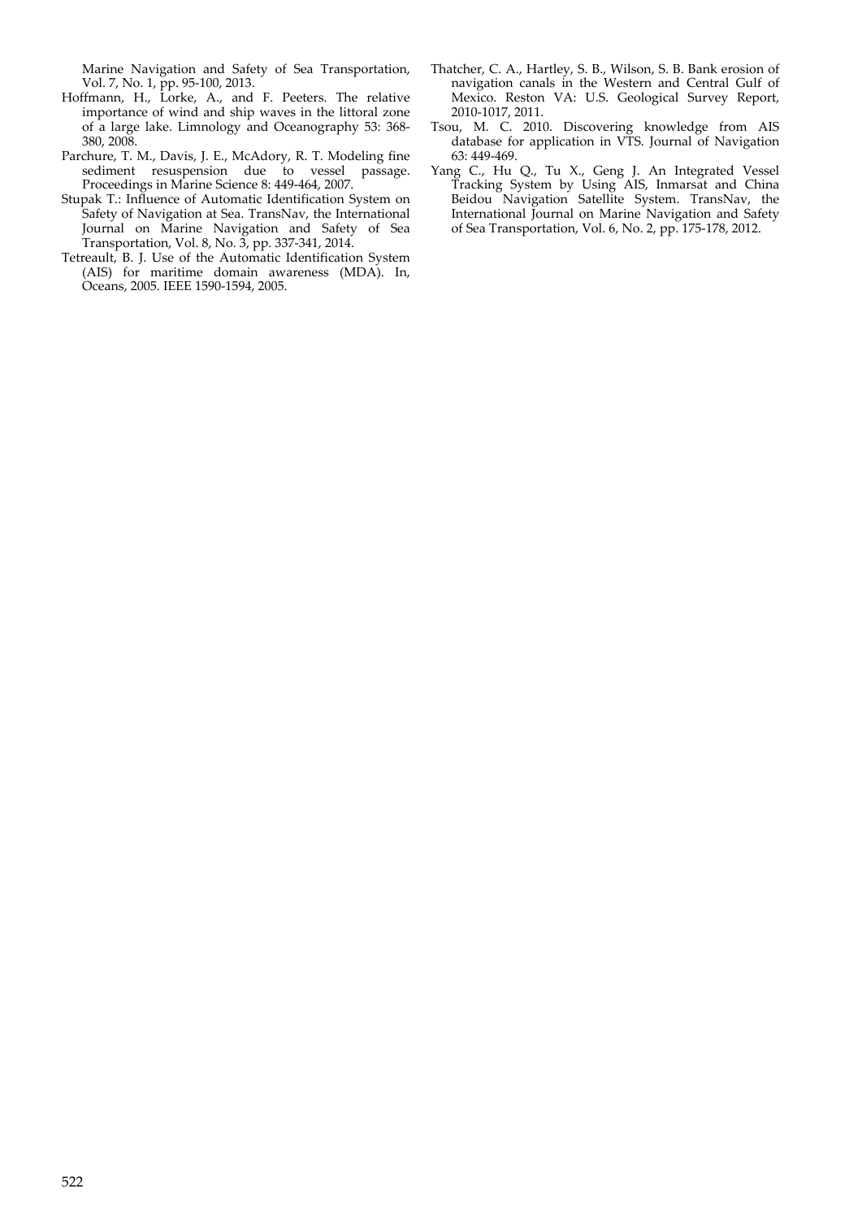Marine Navigation and Safety of Sea Transportation, Vol. 7, No. 1, pp. 95-100, 2013.

Hoffmann, H., Lorke, A., and F. Peeters. The relative importance of wind and ship waves in the littoral zone of a large lake. Limnology and Oceanography 53: 368-380, 2008.

Parchure, T. M., Davis, J. E., McAdory, R. T. Modeling fine sediment resuspension due to vessel passage. Proceedings in Marine Science 8: 449-464, 2007.

Stupak T.: Influence of Automatic Identification System on Safety of Navigation at Sea. TransNav, the International Journal on Marine Navigation and Safety of Sea Transportation, Vol. 8, No. 3, pp. 337-341, 2014.

Tetreault, B. J. Use of the Automatic Identification System (AIS) for maritime domain awareness (MDA). In, Oceans, 2005. IEEE 1590-1594, 2005.

Thatcher, C. A., Hartley, S. B., Wilson, S. B. Bank erosion of navigation canals in the Western and Central Gulf of Mexico. Reston VA: U.S. Geological Survey Report, 2010-1017, 2011.

Tsou, M. C. 2010. Discovering knowledge from AIS database for application in VTS. Journal of Navigation 63: 449-469.

Yang C., Hu Q., Tu X., Geng J. An Integrated Vessel Tracking System by Using AIS, Inmarsat and China Beidou Navigation Satellite System. TransNav, the International Journal on Marine Navigation and Safety of Sea Transportation, Vol. 6, No. 2, pp. 175-178, 2012.